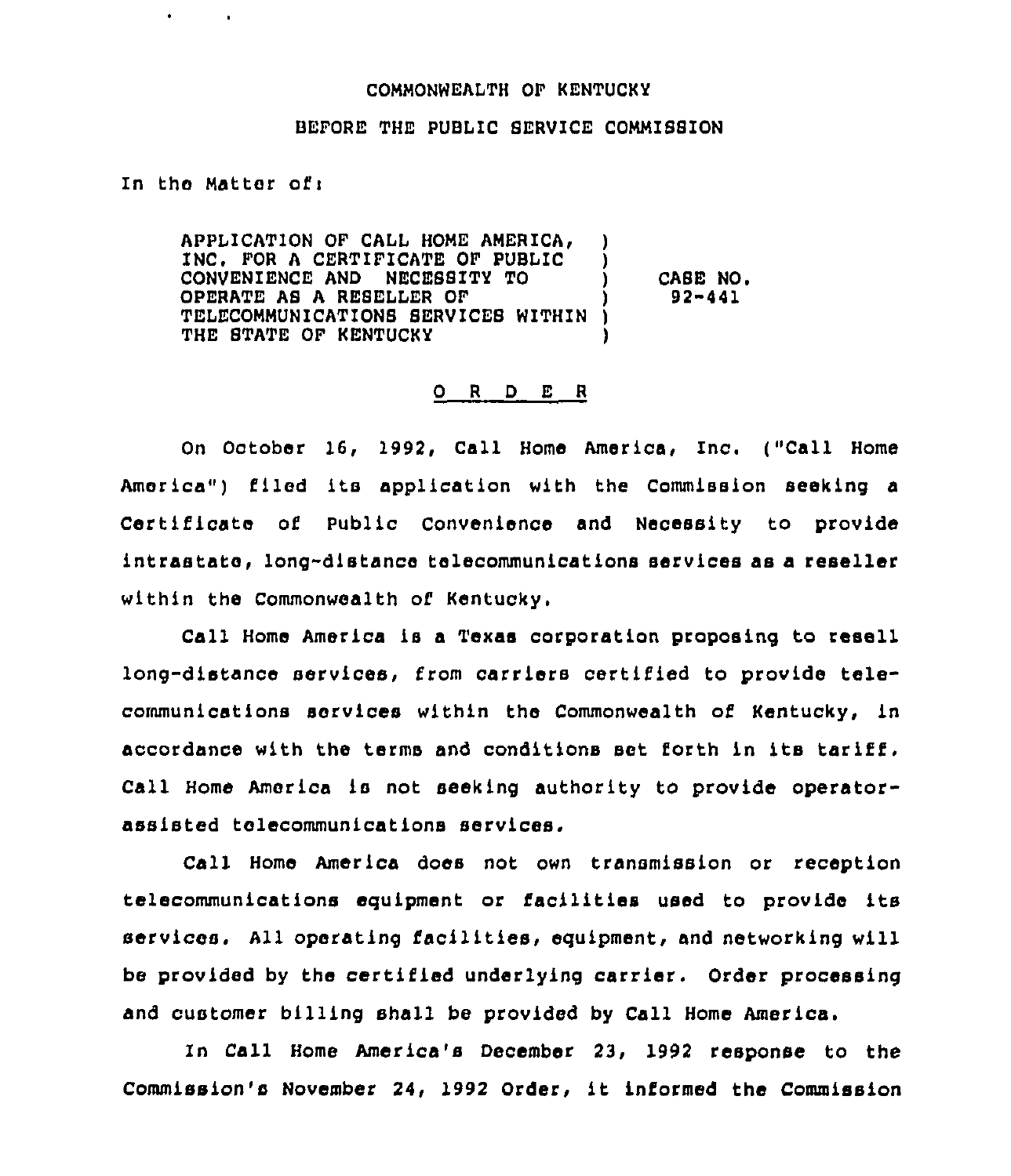COMMONWEALTH OF KENTUCKY

BEFORE THE PUBLIC SERVICE COMMISSION

In the Matter of:

| | | |
|---|---|---|
| APPLICATION OF CALL HOME AMERICA, INC. FOR A CERTIFICATE OF PUBLIC CONVENIENCE AND NECESSITY TO OPERATE AS A RESELLER OF TELECOMMUNICATIONS SERVICES WITHIN THE STATE OF KENTUCKY | ) | CASE NO. 92-441 |

O R D E R

On October 16, 1992, Call Home America, Inc. ("Call Home America") filed its application with the Commission seeking a Certificate of Public Convenience and Necessity to provide intrastate, long-distance telecommunications services as a reseller within the Commonwealth of Kentucky.

Call Home America is a Texas corporation proposing to resell long-distance services, from carriers certified to provide telecommunications services within the Commonwealth of Kentucky, in accordance with the terms and conditions set forth in its tariff. Call Home America is not seeking authority to provide operator-assisted telecommunications services.

Call Home America does not own transmission or reception telecommunications equipment or facilities used to provide its services. All operating facilities, equipment, and networking will be provided by the certified underlying carrier. Order processing and customer billing shall be provided by Call Home America.

In Call Home America's December 23, 1992 response to the Commission's November 24, 1992 Order, it informed the Commission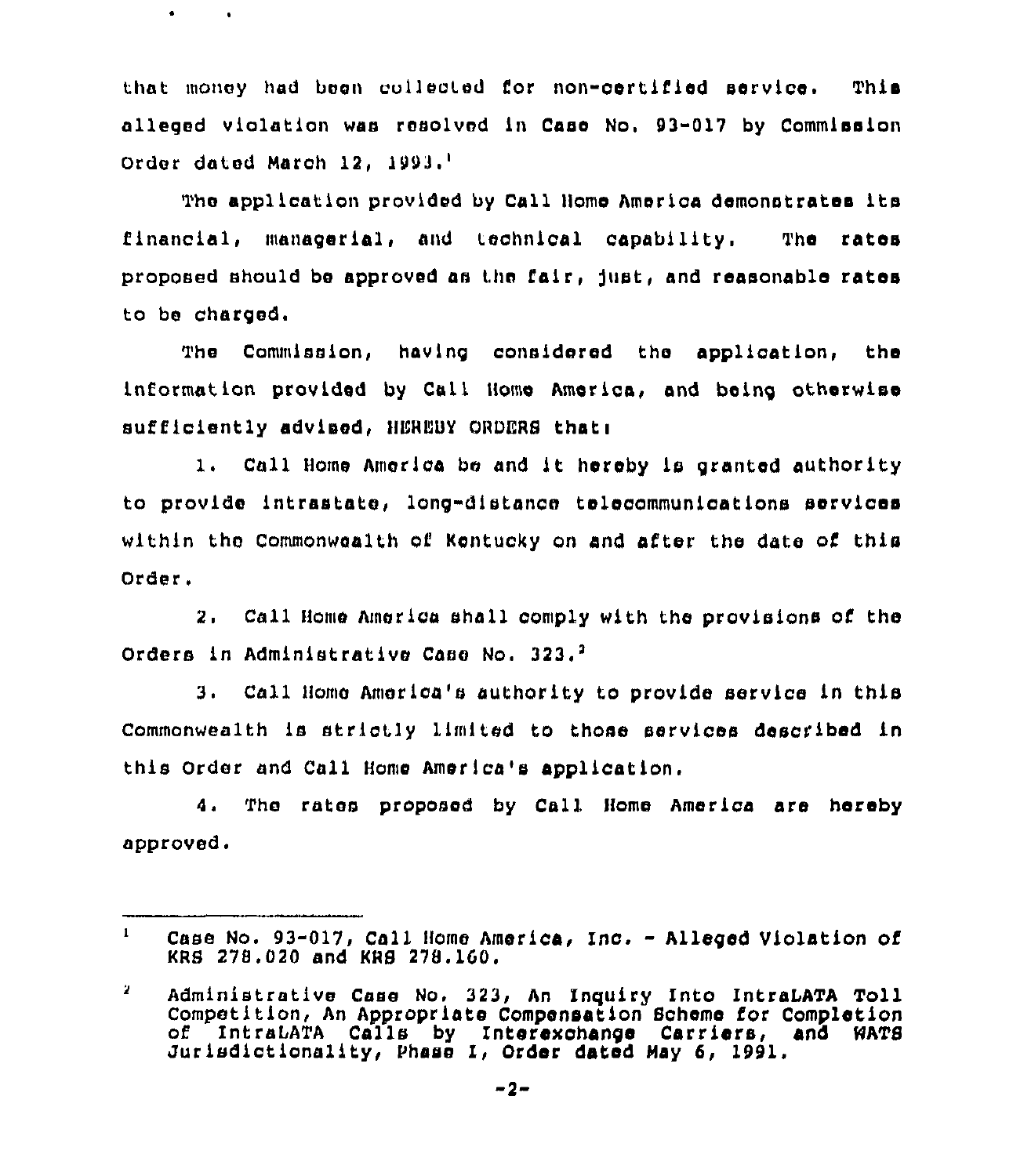that money had been collected for non-certified service. This alleged violation was resolved in Case No. 93-017 by Commission Order dated March 12, 1993.[1]

The application provided by Call Home America demonstrates its financial, managerial, and technical capability. The rates proposed should be approved as the fair, just, and reasonable rates to be charged.

The Commission, having considered the application, the information provided by Call Home America, and being otherwise sufficiently advised, HEREBY ORDERS that:

1. Call Home America be and it hereby is granted authority to provide intrastate, long-distance telecommunications services within the Commonwealth of Kentucky on and after the date of this Order.

2. Call Home America shall comply with the provisions of the Orders in Administrative Case No. 323.[2]

3. Call Home America's authority to provide service in this Commonwealth is strictly limited to those services described in this Order and Call Home America's application.

4. The rates proposed by Call Home America are hereby approved.

---

[1] Case No. 93-017, Call Home America, Inc. - Alleged Violation of KRS 278.020 and KRS 278.160.

[2] Administrative Case No. 323, An Inquiry Into IntraLATA Toll Competition, An Appropriate Compensation Scheme for Completion of IntraLATA Calls by Interexchange Carriers, and WATS Jurisdictionality, Phase I, Order dated May 6, 1991.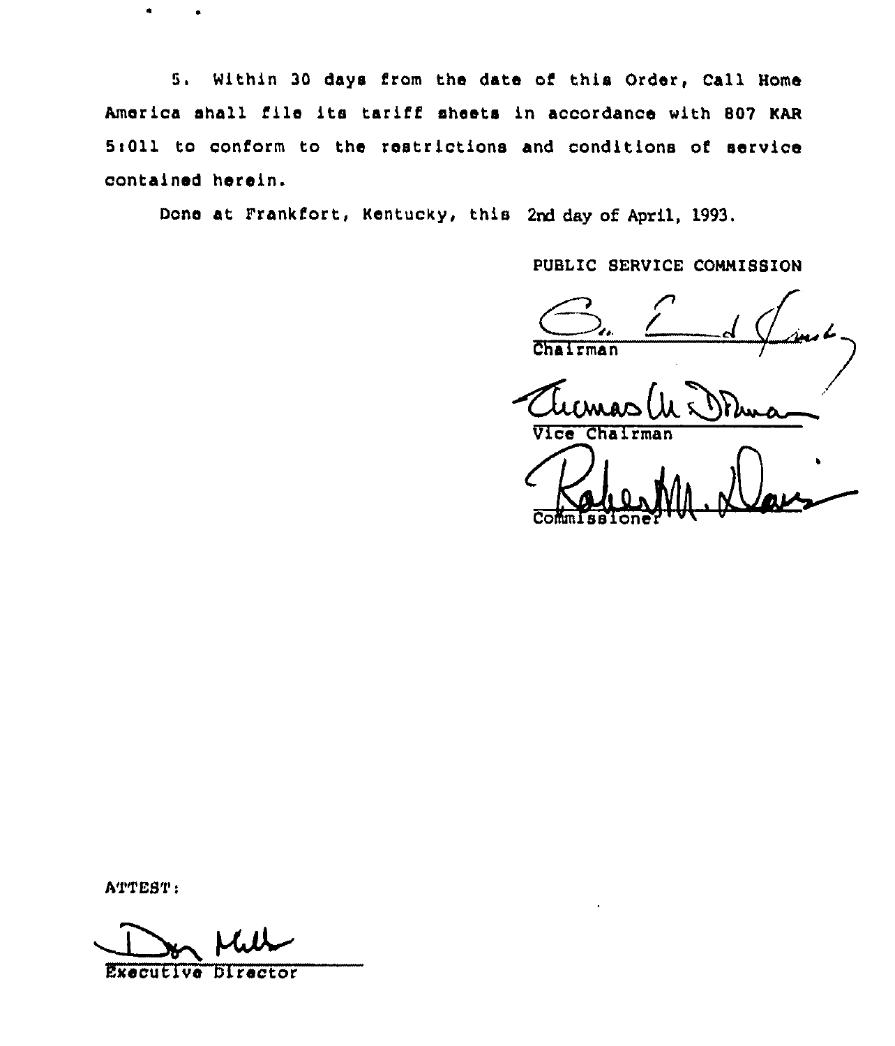5. Within 30 days from the date of this Order, Call Home America shall file its tariff sheets in accordance with 807 KAR 5:011 to conform to the restrictions and conditions of service contained herein.

Done at Frankfort, Kentucky, this 2nd day of April, 1993.

PUBLIC SERVICE COMMISSION

Chairman

Vice Chairman

Commissioner

ATTEST:

Executive Director